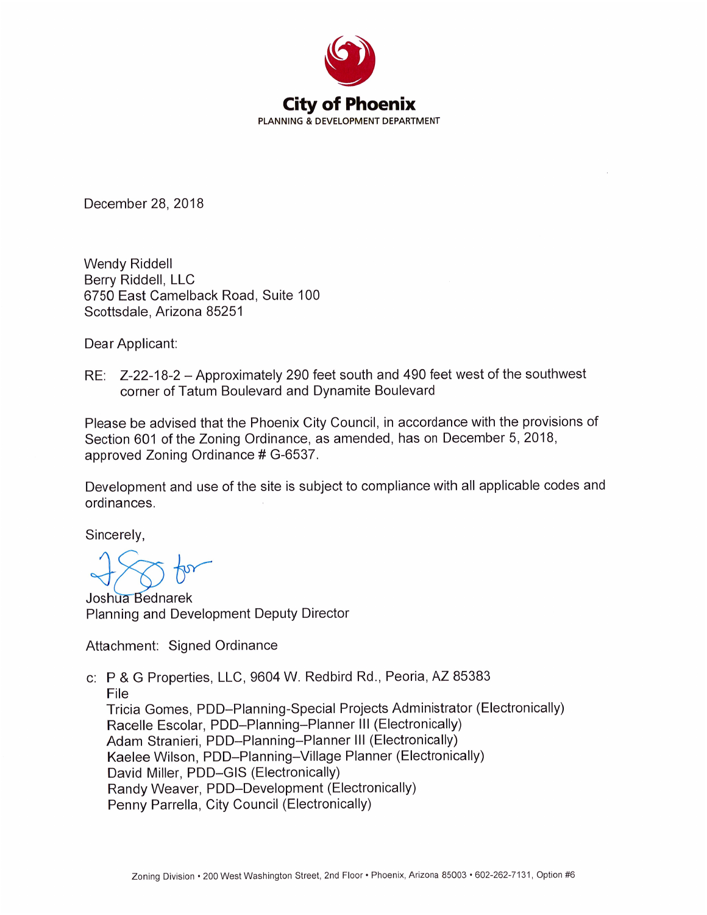**City of Phoenix**
PLANNING & DEVELOPMENT DEPARTMENT

December 28, 2018

Wendy Riddell
Berry Riddell, LLC
6750 East Camelback Road, Suite 100
Scottsdale, Arizona 85251

Dear Applicant:

RE: Z-22-18-2 – Approximately 290 feet south and 490 feet west of the southwest corner of Tatum Boulevard and Dynamite Boulevard

Please be advised that the Phoenix City Council, in accordance with the provisions of Section 601 of the Zoning Ordinance, as amended, has on December 5, 2018, approved Zoning Ordinance # G-6537.

Development and use of the site is subject to compliance with all applicable codes and ordinances.

Sincerely,

Joshua Bednarek
Planning and Development Deputy Director

Attachment: Signed Ordinance

c: P & G Properties, LLC, 9604 W. Redbird Rd., Peoria, AZ 85383
File
Tricia Gomes, PDD–Planning-Special Projects Administrator (Electronically)
Racelle Escolar, PDD–Planning–Planner III (Electronically)
Adam Stranieri, PDD–Planning–Planner III (Electronically)
Kaelee Wilson, PDD–Planning–Village Planner (Electronically)
David Miller, PDD–GIS (Electronically)
Randy Weaver, PDD–Development (Electronically)
Penny Parrella, City Council (Electronically)

Zoning Division • 200 West Washington Street, 2nd Floor • Phoenix, Arizona 85003 • 602-262-7131, Option #6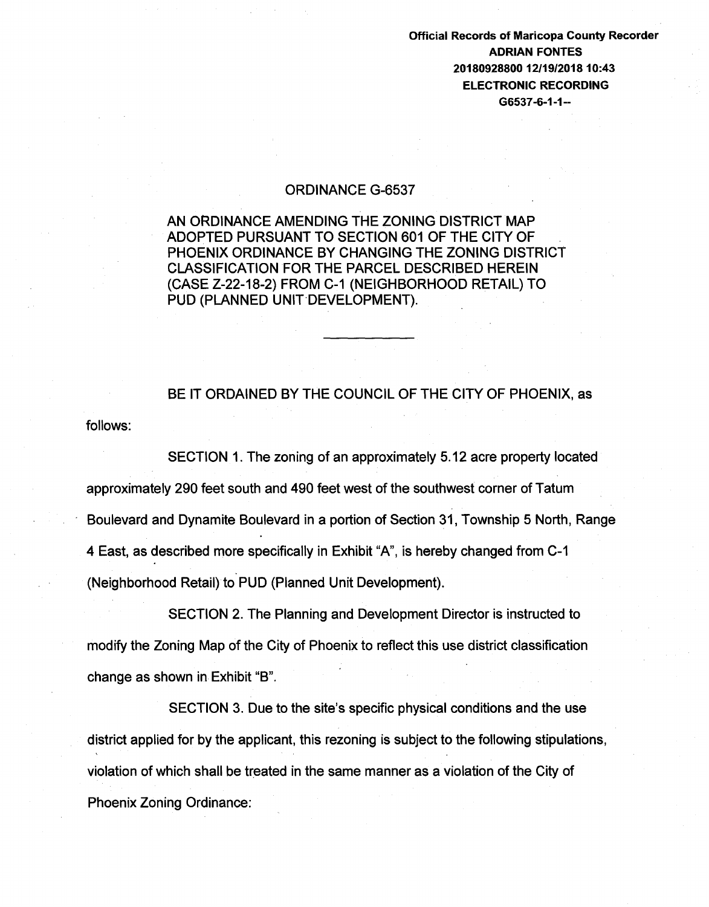Official Records of Maricopa County Recorder
ADRIAN FONTES
20180928800 12/19/2018 10:43
ELECTRONIC RECORDING
G6537-6-1-1--

# ORDINANCE G-6537

AN ORDINANCE AMENDING THE ZONING DISTRICT MAP ADOPTED PURSUANT TO SECTION 601 OF THE CITY OF PHOENIX ORDINANCE BY CHANGING THE ZONING DISTRICT CLASSIFICATION FOR THE PARCEL DESCRIBED HEREIN (CASE Z-22-18-2) FROM C-1 (NEIGHBORHOOD RETAIL) TO PUD (PLANNED UNIT DEVELOPMENT).

---

BE IT ORDAINED BY THE COUNCIL OF THE CITY OF PHOENIX, as follows:

SECTION 1. The zoning of an approximately 5.12 acre property located approximately 290 feet south and 490 feet west of the southwest corner of Tatum Boulevard and Dynamite Boulevard in a portion of Section 31, Township 5 North, Range 4 East, as described more specifically in Exhibit "A", is hereby changed from C-1 (Neighborhood Retail) to PUD (Planned Unit Development).

SECTION 2. The Planning and Development Director is instructed to modify the Zoning Map of the City of Phoenix to reflect this use district classification change as shown in Exhibit "B".

SECTION 3. Due to the site's specific physical conditions and the use district applied for by the applicant, this rezoning is subject to the following stipulations, violation of which shall be treated in the same manner as a violation of the City of Phoenix Zoning Ordinance: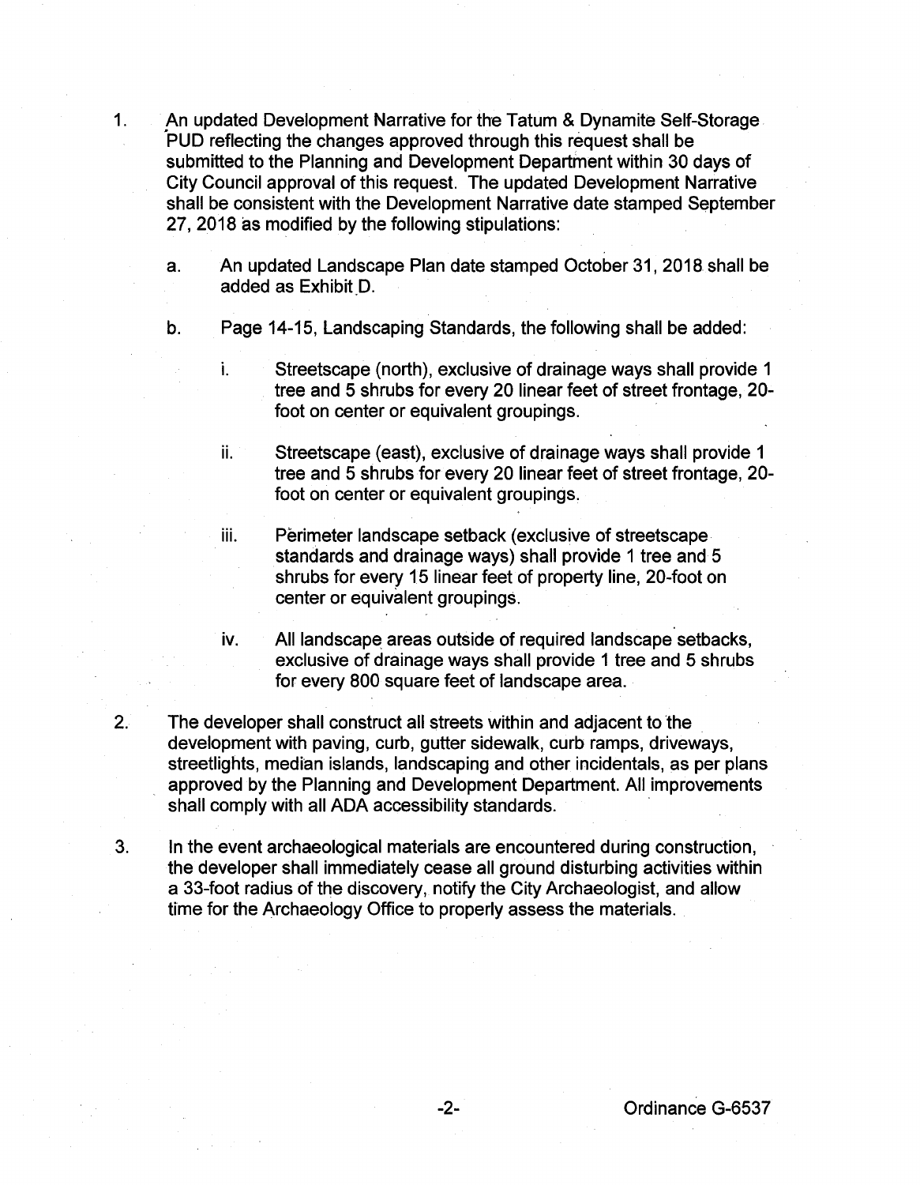1. An updated Development Narrative for the Tatum & Dynamite Self-Storage PUD reflecting the changes approved through this request shall be submitted to the Planning and Development Department within 30 days of City Council approval of this request. The updated Development Narrative shall be consistent with the Development Narrative date stamped September 27, 2018 as modified by the following stipulations:

   a. An updated Landscape Plan date stamped October 31, 2018 shall be added as Exhibit D.

   b. Page 14-15, Landscaping Standards, the following shall be added:

      i. Streetscape (north), exclusive of drainage ways shall provide 1 tree and 5 shrubs for every 20 linear feet of street frontage, 20-foot on center or equivalent groupings.

      ii. Streetscape (east), exclusive of drainage ways shall provide 1 tree and 5 shrubs for every 20 linear feet of street frontage, 20-foot on center or equivalent groupings.

      iii. Perimeter landscape setback (exclusive of streetscape standards and drainage ways) shall provide 1 tree and 5 shrubs for every 15 linear feet of property line, 20-foot on center or equivalent groupings.

      iv. All landscape areas outside of required landscape setbacks, exclusive of drainage ways shall provide 1 tree and 5 shrubs for every 800 square feet of landscape area.

2. The developer shall construct all streets within and adjacent to the development with paving, curb, gutter sidewalk, curb ramps, driveways, streetlights, median islands, landscaping and other incidentals, as per plans approved by the Planning and Development Department. All improvements shall comply with all ADA accessibility standards.

3. In the event archaeological materials are encountered during construction, the developer shall immediately cease all ground disturbing activities within a 33-foot radius of the discovery, notify the City Archaeologist, and allow time for the Archaeology Office to properly assess the materials.

Ordinance G-6537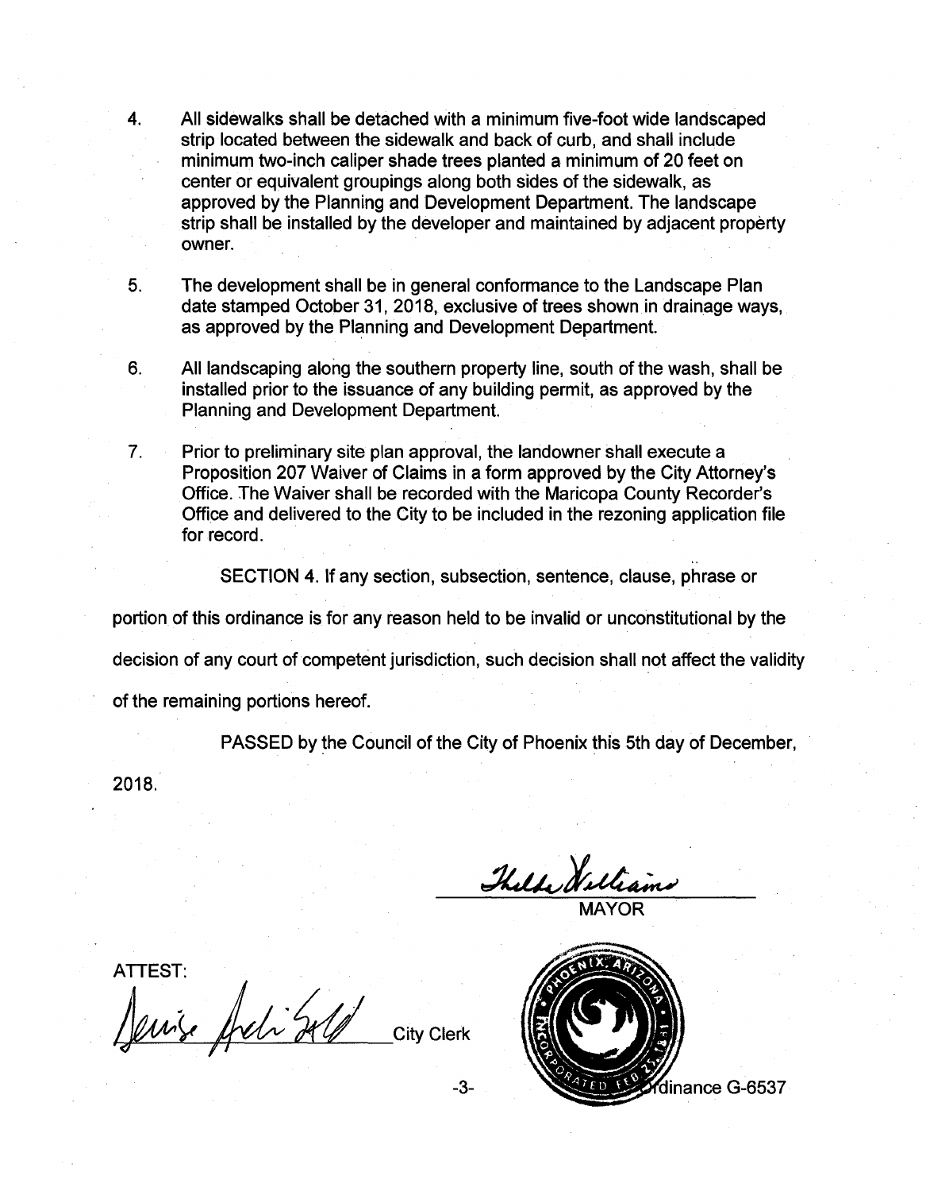4. All sidewalks shall be detached with a minimum five-foot wide landscaped strip located between the sidewalk and back of curb, and shall include minimum two-inch caliper shade trees planted a minimum of 20 feet on center or equivalent groupings along both sides of the sidewalk, as approved by the Planning and Development Department. The landscape strip shall be installed by the developer and maintained by adjacent property owner.

5. The development shall be in general conformance to the Landscape Plan date stamped October 31, 2018, exclusive of trees shown in drainage ways, as approved by the Planning and Development Department.

6. All landscaping along the southern property line, south of the wash, shall be installed prior to the issuance of any building permit, as approved by the Planning and Development Department.

7. Prior to preliminary site plan approval, the landowner shall execute a Proposition 207 Waiver of Claims in a form approved by the City Attorney's Office. The Waiver shall be recorded with the Maricopa County Recorder's Office and delivered to the City to be included in the rezoning application file for record.

SECTION 4. If any section, subsection, sentence, clause, phrase or portion of this ordinance is for any reason held to be invalid or unconstitutional by the decision of any court of competent jurisdiction, such decision shall not affect the validity of the remaining portions hereof.

PASSED by the Council of the City of Phoenix this 5th day of December, 2018.

Thelda Williams
MAYOR

ATTEST:

Denise Archibald
City Clerk

Ordinance G-6537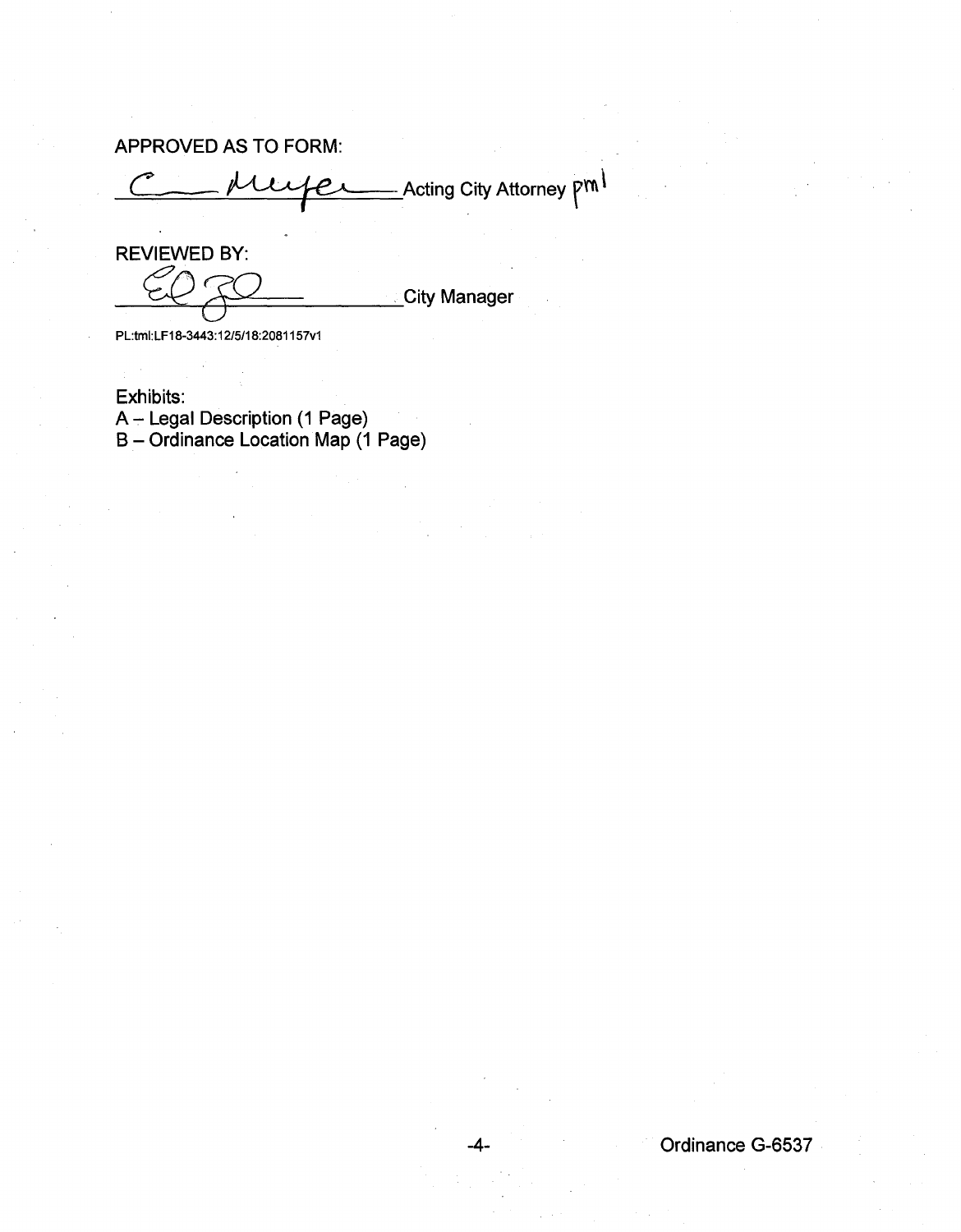APPROVED AS TO FORM:

C. Meyer Acting City Attorney pml

REVIEWED BY:

_______________ City Manager

PL:tml:LF18-3443:12/5/18:2081157v1

Exhibits:
A – Legal Description (1 Page)
B – Ordinance Location Map (1 Page)

Ordinance G-6537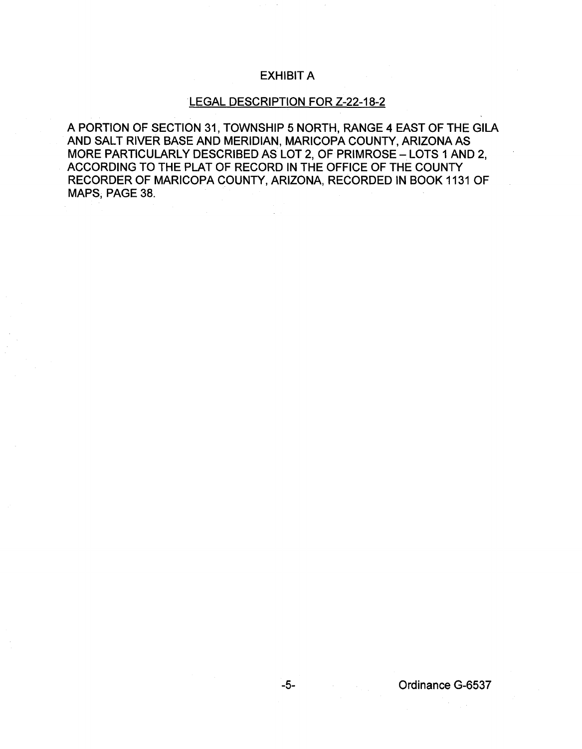# EXHIBIT A

## LEGAL DESCRIPTION FOR Z-22-18-2

A PORTION OF SECTION 31, TOWNSHIP 5 NORTH, RANGE 4 EAST OF THE GILA AND SALT RIVER BASE AND MERIDIAN, MARICOPA COUNTY, ARIZONA AS MORE PARTICULARLY DESCRIBED AS LOT 2, OF PRIMROSE – LOTS 1 AND 2, ACCORDING TO THE PLAT OF RECORD IN THE OFFICE OF THE COUNTY RECORDER OF MARICOPA COUNTY, ARIZONA, RECORDED IN BOOK 1131 OF MAPS, PAGE 38.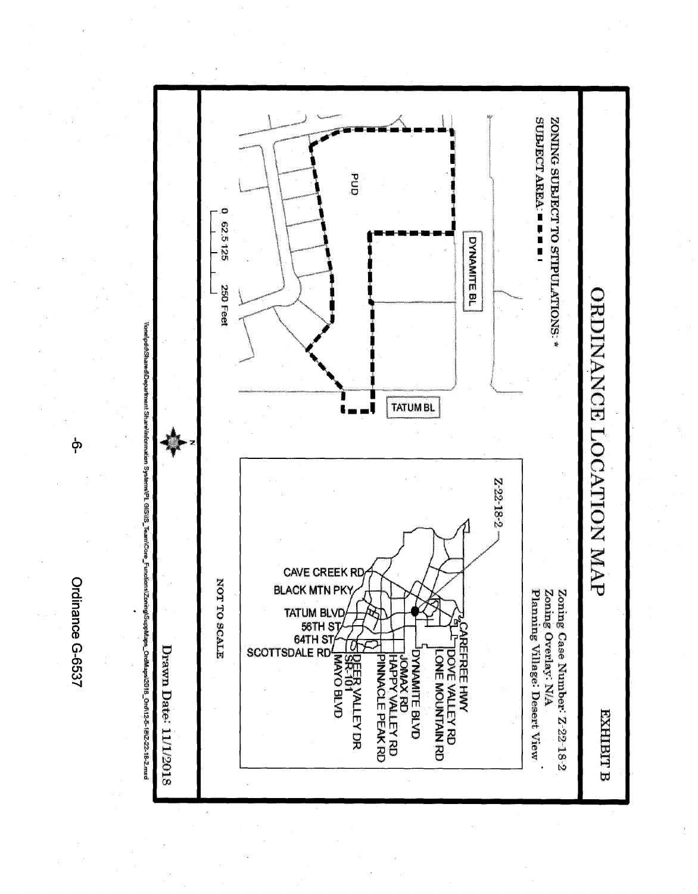# ORDINANCE LOCATION MAP

**EXHIBIT B**

ZONING SUBJECT TO STIPULATIONS: *

SUBJECT AREA: ■ ■ ■ ■

Zoning Case Number: Z-22-18-2

Zoning Overlay: N/A

Planning Village: Desert View

PUD

DYNAMITE BL

TATUM BL

0 62.5 125 250 Feet

Z-22-18-2

NOT TO SCALE

CAVE CREEK RD

BLACK MTN PKY

TATUM BLVD

56TH ST

64TH ST

SCOTTSDALE RD

CAREFREE HWY

DOVE VALLEY RD

LONE MOUNTAIN RD

DYNAMITE BLVD

JOMAX RD

HAPPY VALLEY RD

PINNACLE PEAK RD

DEER VALLEY DR

SR-101

MAYO BLVD

Drawn Date: 11/1/2018

\\one\pdd\Shared\Department Share\Information Systems\PL GIS\IS_Team\Core_Functions\Zoning\SuppMaps_OrdMaps\2018_Ord\12-5-18\Z-22-18-2.mxd

Ordinance G-6537